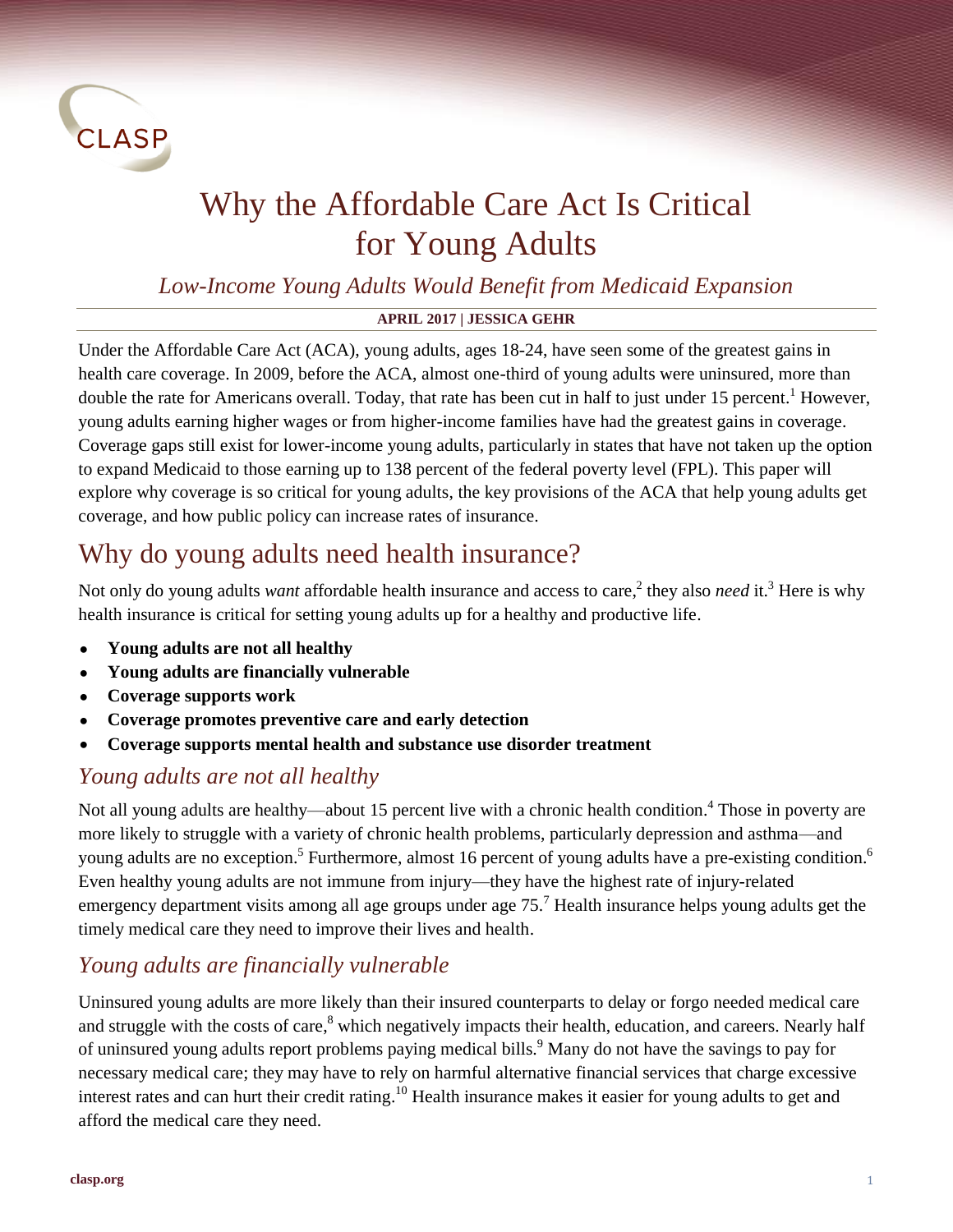# Why the Affordable Care Act Is Critical for Young Adults

*Low-Income Young Adults Would Benefit from Medicaid Expansion*

**APRIL 2017 | JESSICA GEHR**

Under the Affordable Care Act (ACA), young adults, ages 18-24, have seen some of the greatest gains in health care coverage. In 2009, before the ACA, almost one-third of young adults were uninsured, more than double the rate for Americans overall. Today, that rate has been cut in half to just under 15 percent.[1] However, young adults earning higher wages or from higher-income families have had the greatest gains in coverage. Coverage gaps still exist for lower-income young adults, particularly in states that have not taken up the option to expand Medicaid to those earning up to 138 percent of the federal poverty level (FPL). This paper will explore why coverage is so critical for young adults, the key provisions of the ACA that help young adults get coverage, and how public policy can increase rates of insurance.

## Why do young adults need health insurance?

Not only do young adults *want* affordable health insurance and access to care,[2] they also *need* it.[3] Here is why health insurance is critical for setting young adults up for a healthy and productive life.

- **Young adults are not all healthy**
- **Young adults are financially vulnerable**
- **Coverage supports work**
- **Coverage promotes preventive care and early detection**
- **Coverage supports mental health and substance use disorder treatment**

### *Young adults are not all healthy*

Not all young adults are healthy—about 15 percent live with a chronic health condition.[4] Those in poverty are more likely to struggle with a variety of chronic health problems, particularly depression and asthma—and young adults are no exception.[5] Furthermore, almost 16 percent of young adults have a pre-existing condition.[6] Even healthy young adults are not immune from injury—they have the highest rate of injury-related emergency department visits among all age groups under age 75.[7] Health insurance helps young adults get the timely medical care they need to improve their lives and health.

### *Young adults are financially vulnerable*

Uninsured young adults are more likely than their insured counterparts to delay or forgo needed medical care and struggle with the costs of care,[8] which negatively impacts their health, education, and careers. Nearly half of uninsured young adults report problems paying medical bills.[9] Many do not have the savings to pay for necessary medical care; they may have to rely on harmful alternative financial services that charge excessive interest rates and can hurt their credit rating.[10] Health insurance makes it easier for young adults to get and afford the medical care they need.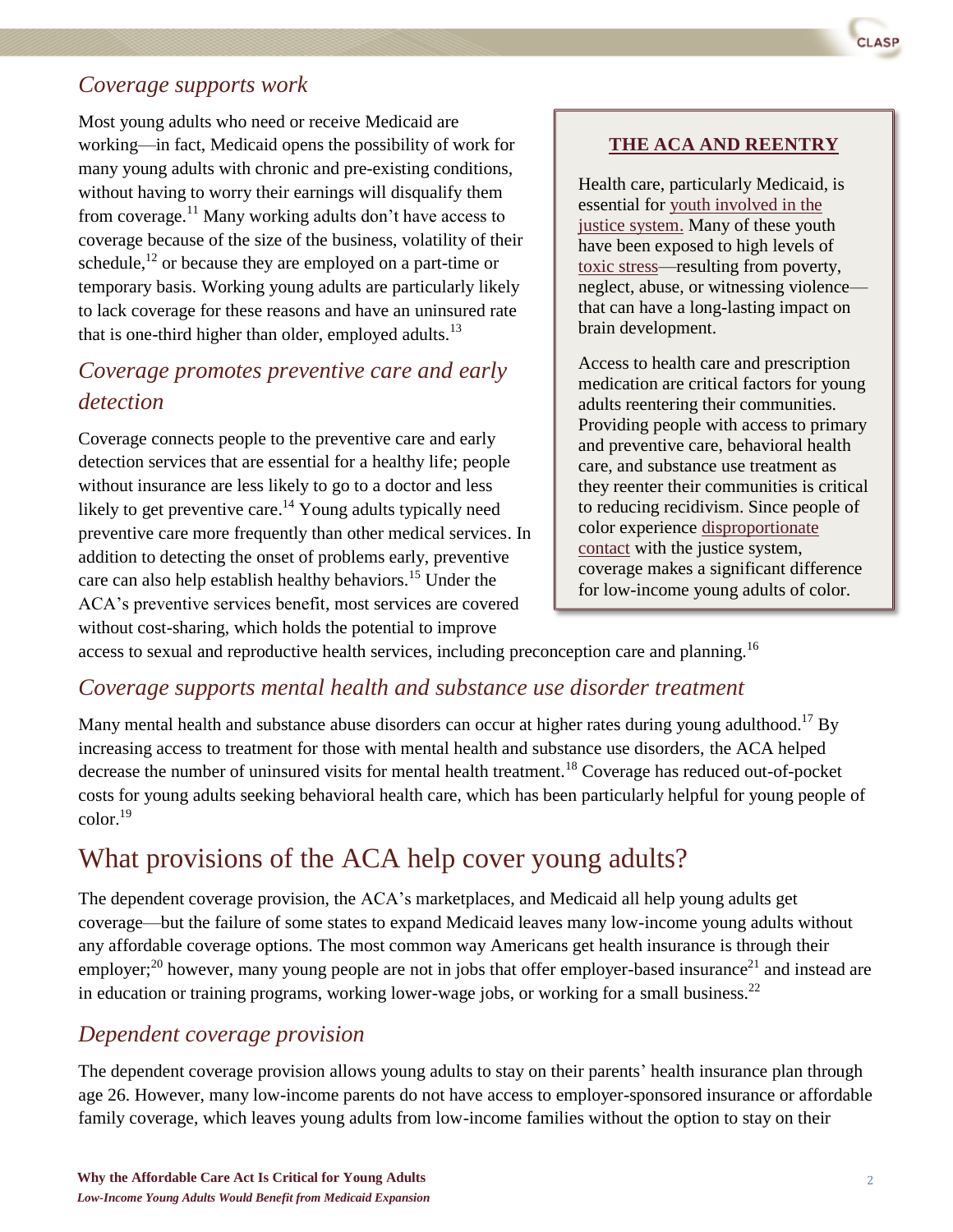## *Coverage supports work*

Most young adults who need or receive Medicaid are working—in fact, Medicaid opens the possibility of work for many young adults with chronic and pre-existing conditions, without having to worry their earnings will disqualify them from coverage.[11] Many working adults don't have access to coverage because of the size of the business, volatility of their schedule,[12] or because they are employed on a part-time or temporary basis. Working young adults are particularly likely to lack coverage for these reasons and have an uninsured rate that is one-third higher than older, employed adults.[13]

## *Coverage promotes preventive care and early detection*

Coverage connects people to the preventive care and early detection services that are essential for a healthy life; people without insurance are less likely to go to a doctor and less likely to get preventive care.[14] Young adults typically need preventive care more frequently than other medical services. In addition to detecting the onset of problems early, preventive care can also help establish healthy behaviors.[15] Under the ACA's preventive services benefit, most services are covered without cost-sharing, which holds the potential to improve access to sexual and reproductive health services, including preconception care and planning.[16]

> **THE ACA AND REENTRY**
>
> Health care, particularly Medicaid, is essential for youth involved in the justice system. Many of these youth have been exposed to high levels of toxic stress—resulting from poverty, neglect, abuse, or witnessing violence—that can have a long-lasting impact on brain development.
>
> Access to health care and prescription medication are critical factors for young adults reentering their communities. Providing people with access to primary and preventive care, behavioral health care, and substance use treatment as they reenter their communities is critical to reducing recidivism. Since people of color experience disproportionate contact with the justice system, coverage makes a significant difference for low-income young adults of color.

## *Coverage supports mental health and substance use disorder treatment*

Many mental health and substance abuse disorders can occur at higher rates during young adulthood.[17] By increasing access to treatment for those with mental health and substance use disorders, the ACA helped decrease the number of uninsured visits for mental health treatment.[18] Coverage has reduced out-of-pocket costs for young adults seeking behavioral health care, which has been particularly helpful for young people of color.[19]

# What provisions of the ACA help cover young adults?

The dependent coverage provision, the ACA's marketplaces, and Medicaid all help young adults get coverage—but the failure of some states to expand Medicaid leaves many low-income young adults without any affordable coverage options. The most common way Americans get health insurance is through their employer;[20] however, many young people are not in jobs that offer employer-based insurance[21] and instead are in education or training programs, working lower-wage jobs, or working for a small business.[22]

## *Dependent coverage provision*

The dependent coverage provision allows young adults to stay on their parents' health insurance plan through age 26. However, many low-income parents do not have access to employer-sponsored insurance or affordable family coverage, which leaves young adults from low-income families without the option to stay on their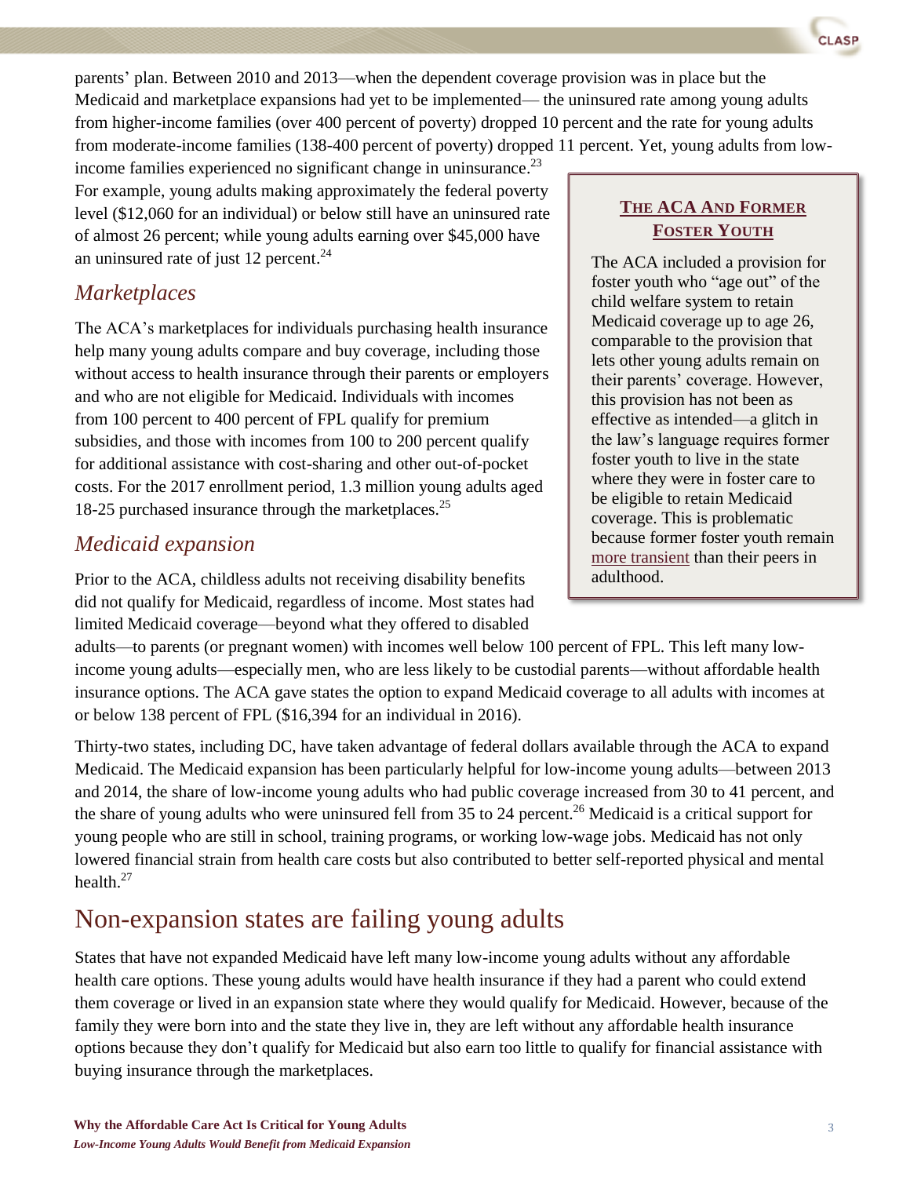parents' plan. Between 2010 and 2013—when the dependent coverage provision was in place but the Medicaid and marketplace expansions had yet to be implemented— the uninsured rate among young adults from higher-income families (over 400 percent of poverty) dropped 10 percent and the rate for young adults from moderate-income families (138-400 percent of poverty) dropped 11 percent. Yet, young adults from low-income families experienced no significant change in uninsurance.[23] For example, young adults making approximately the federal poverty level ($12,060 for an individual) or below still have an uninsured rate of almost 26 percent; while young adults earning over $45,000 have an uninsured rate of just 12 percent.[24]

### Marketplaces

The ACA's marketplaces for individuals purchasing health insurance help many young adults compare and buy coverage, including those without access to health insurance through their parents or employers and who are not eligible for Medicaid. Individuals with incomes from 100 percent to 400 percent of FPL qualify for premium subsidies, and those with incomes from 100 to 200 percent qualify for additional assistance with cost-sharing and other out-of-pocket costs. For the 2017 enrollment period, 1.3 million young adults aged 18-25 purchased insurance through the marketplaces.[25]

> **THE ACA AND FORMER FOSTER YOUTH**
>
> The ACA included a provision for foster youth who "age out" of the child welfare system to retain Medicaid coverage up to age 26, comparable to the provision that lets other young adults remain on their parents' coverage. However, this provision has not been as effective as intended—a glitch in the law's language requires former foster youth to live in the state where they were in foster care to be eligible to retain Medicaid coverage. This is problematic because former foster youth remain more transient than their peers in adulthood.

### Medicaid expansion

Prior to the ACA, childless adults not receiving disability benefits did not qualify for Medicaid, regardless of income. Most states had limited Medicaid coverage—beyond what they offered to disabled adults—to parents (or pregnant women) with incomes well below 100 percent of FPL. This left many low-income young adults—especially men, who are less likely to be custodial parents—without affordable health insurance options. The ACA gave states the option to expand Medicaid coverage to all adults with incomes at or below 138 percent of FPL ($16,394 for an individual in 2016).

Thirty-two states, including DC, have taken advantage of federal dollars available through the ACA to expand Medicaid. The Medicaid expansion has been particularly helpful for low-income young adults—between 2013 and 2014, the share of low-income young adults who had public coverage increased from 30 to 41 percent, and the share of young adults who were uninsured fell from 35 to 24 percent.[26] Medicaid is a critical support for young people who are still in school, training programs, or working low-wage jobs. Medicaid has not only lowered financial strain from health care costs but also contributed to better self-reported physical and mental health.[27]

## Non-expansion states are failing young adults

States that have not expanded Medicaid have left many low-income young adults without any affordable health care options. These young adults would have health insurance if they had a parent who could extend them coverage or lived in an expansion state where they would qualify for Medicaid. However, because of the family they were born into and the state they live in, they are left without any affordable health insurance options because they don't qualify for Medicaid but also earn too little to qualify for financial assistance with buying insurance through the marketplaces.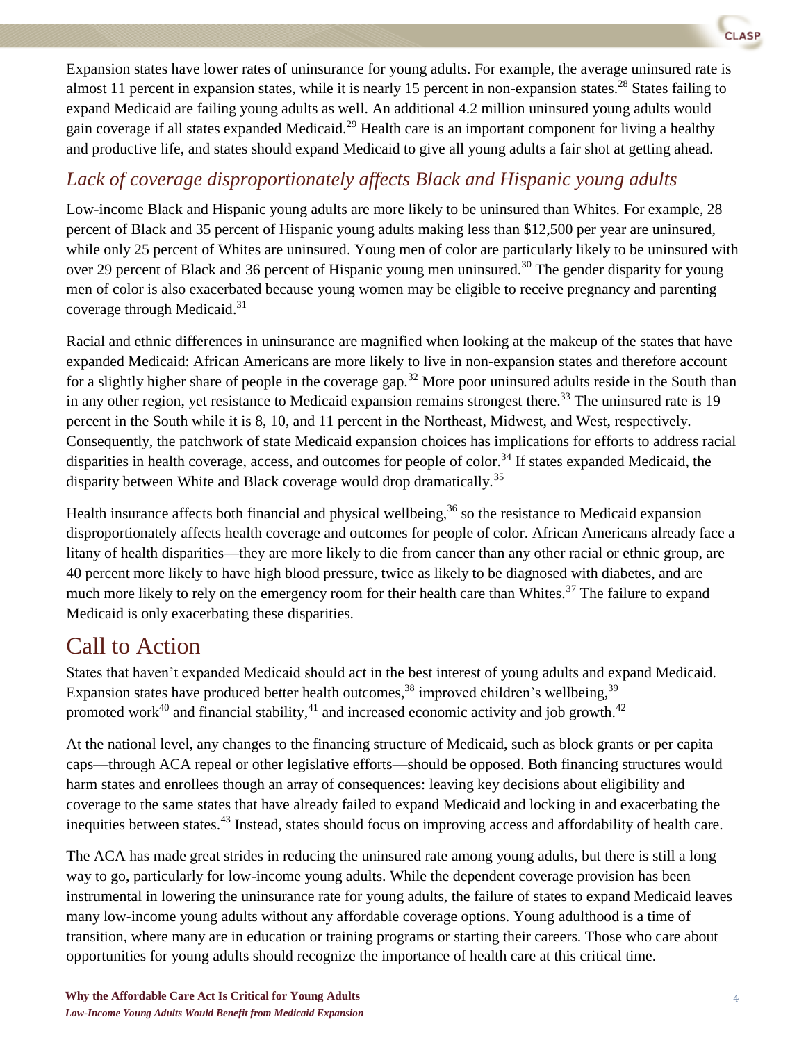Expansion states have lower rates of uninsurance for young adults. For example, the average uninsured rate is almost 11 percent in expansion states, while it is nearly 15 percent in non-expansion states.[28] States failing to expand Medicaid are failing young adults as well. An additional 4.2 million uninsured young adults would gain coverage if all states expanded Medicaid.[29] Health care is an important component for living a healthy and productive life, and states should expand Medicaid to give all young adults a fair shot at getting ahead.

### *Lack of coverage disproportionately affects Black and Hispanic young adults*

Low-income Black and Hispanic young adults are more likely to be uninsured than Whites. For example, 28 percent of Black and 35 percent of Hispanic young adults making less than $12,500 per year are uninsured, while only 25 percent of Whites are uninsured. Young men of color are particularly likely to be uninsured with over 29 percent of Black and 36 percent of Hispanic young men uninsured.[30] The gender disparity for young men of color is also exacerbated because young women may be eligible to receive pregnancy and parenting coverage through Medicaid.[31]

Racial and ethnic differences in uninsurance are magnified when looking at the makeup of the states that have expanded Medicaid: African Americans are more likely to live in non-expansion states and therefore account for a slightly higher share of people in the coverage gap.[32] More poor uninsured adults reside in the South than in any other region, yet resistance to Medicaid expansion remains strongest there.[33] The uninsured rate is 19 percent in the South while it is 8, 10, and 11 percent in the Northeast, Midwest, and West, respectively. Consequently, the patchwork of state Medicaid expansion choices has implications for efforts to address racial disparities in health coverage, access, and outcomes for people of color.[34] If states expanded Medicaid, the disparity between White and Black coverage would drop dramatically.[35]

Health insurance affects both financial and physical wellbeing,[36] so the resistance to Medicaid expansion disproportionately affects health coverage and outcomes for people of color. African Americans already face a litany of health disparities—they are more likely to die from cancer than any other racial or ethnic group, are 40 percent more likely to have high blood pressure, twice as likely to be diagnosed with diabetes, and are much more likely to rely on the emergency room for their health care than Whites.[37] The failure to expand Medicaid is only exacerbating these disparities.

## Call to Action

States that haven't expanded Medicaid should act in the best interest of young adults and expand Medicaid. Expansion states have produced better health outcomes,[38] improved children's wellbeing,[39] promoted work[40] and financial stability,[41] and increased economic activity and job growth.[42]

At the national level, any changes to the financing structure of Medicaid, such as block grants or per capita caps—through ACA repeal or other legislative efforts—should be opposed. Both financing structures would harm states and enrollees though an array of consequences: leaving key decisions about eligibility and coverage to the same states that have already failed to expand Medicaid and locking in and exacerbating the inequities between states.[43] Instead, states should focus on improving access and affordability of health care.

The ACA has made great strides in reducing the uninsured rate among young adults, but there is still a long way to go, particularly for low-income young adults. While the dependent coverage provision has been instrumental in lowering the uninsurance rate for young adults, the failure of states to expand Medicaid leaves many low-income young adults without any affordable coverage options. Young adulthood is a time of transition, where many are in education or training programs or starting their careers. Those who care about opportunities for young adults should recognize the importance of health care at this critical time.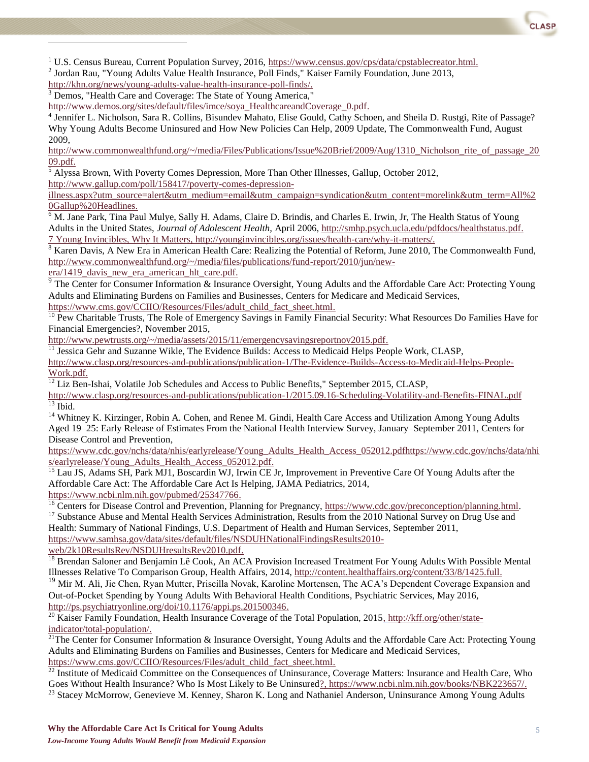[1] U.S. Census Bureau, Current Population Survey, 2016, https://www.census.gov/cps/data/cpstablecreator.html.

[2] Jordan Rau, "Young Adults Value Health Insurance, Poll Finds," Kaiser Family Foundation, June 2013, http://khn.org/news/young-adults-value-health-insurance-poll-finds/.

[3] Demos, "Health Care and Coverage: The State of Young America," http://www.demos.org/sites/default/files/imce/soya_HealthcareandCoverage_0.pdf.

[4] Jennifer L. Nicholson, Sara R. Collins, Bisundev Mahato, Elise Gould, Cathy Schoen, and Sheila D. Rustgi, Rite of Passage? Why Young Adults Become Uninsured and How New Policies Can Help, 2009 Update, The Commonwealth Fund, August 2009, http://www.commonwealthfund.org/~/media/Files/Publications/Issue%20Brief/2009/Aug/1310_Nicholson_rite_of_passage_2009.pdf.

[5] Alyssa Brown, With Poverty Comes Depression, More Than Other Illnesses, Gallup, October 2012, http://www.gallup.com/poll/158417/poverty-comes-depression-illness.aspx?utm_source=alert&utm_medium=email&utm_campaign=syndication&utm_content=morelink&utm_term=All%20Gallup%20Headlines.

[6] M. Jane Park, Tina Paul Mulye, Sally H. Adams, Claire D. Brindis, and Charles E. Irwin, Jr, The Health Status of Young Adults in the United States, *Journal of Adolescent Health,* April 2006, http://smhp.psych.ucla.edu/pdfdocs/healthstatus.pdf.

7 Young Invincibles, Why It Matters, http://younginvincibles.org/issues/health-care/why-it-matters/.

[8] Karen Davis, A New Era in American Health Care: Realizing the Potential of Reform, June 2010, The Commonwealth Fund, http://www.commonwealthfund.org/~/media/files/publications/fund-report/2010/jun/new-era/1419_davis_new_era_american_hlt_care.pdf.

[9] The Center for Consumer Information & Insurance Oversight, Young Adults and the Affordable Care Act: Protecting Young Adults and Eliminating Burdens on Families and Businesses, Centers for Medicare and Medicaid Services, https://www.cms.gov/CCIIO/Resources/Files/adult_child_fact_sheet.html.

[10] Pew Charitable Trusts, The Role of Emergency Savings in Family Financial Security: What Resources Do Families Have for Financial Emergencies?, November 2015, http://www.pewtrusts.org/~/media/assets/2015/11/emergencysavingsreportnov2015.pdf.

[11] Jessica Gehr and Suzanne Wikle, The Evidence Builds: Access to Medicaid Helps People Work, CLASP, http://www.clasp.org/resources-and-publications/publication-1/The-Evidence-Builds-Access-to-Medicaid-Helps-People-Work.pdf.

[12] Liz Ben-Ishai, Volatile Job Schedules and Access to Public Benefits," September 2015, CLASP, http://www.clasp.org/resources-and-publications/publication-1/2015.09.16-Scheduling-Volatility-and-Benefits-FINAL.pdf

[13] Ibid.

[14] Whitney K. Kirzinger, Robin A. Cohen, and Renee M. Gindi, Health Care Access and Utilization Among Young Adults Aged 19–25: Early Release of Estimates From the National Health Interview Survey, January–September 2011, Centers for Disease Control and Prevention, https://www.cdc.gov/nchs/data/nhis/earlyrelease/Young_Adults_Health_Access_052012.pdfhttps://www.cdc.gov/nchs/data/nhis/earlyrelease/Young_Adults_Health_Access_052012.pdf.

[15] Lau JS, Adams SH, Park MJ1, Boscardin WJ, Irwin CE Jr, Improvement in Preventive Care Of Young Adults after the Affordable Care Act: The Affordable Care Act Is Helping, JAMA Pediatrics, 2014, https://www.ncbi.nlm.nih.gov/pubmed/25347766.

[16] Centers for Disease Control and Prevention, Planning for Pregnancy, https://www.cdc.gov/preconception/planning.html.

[17] Substance Abuse and Mental Health Services Administration, Results from the 2010 National Survey on Drug Use and Health: Summary of National Findings, U.S. Department of Health and Human Services, September 2011, https://www.samhsa.gov/data/sites/default/files/NSDUHNationalFindingsResults2010-web/2k10ResultsRev/NSDUHresultsRev2010.pdf.

[18] Brendan Saloner and Benjamin Lê Cook, An ACA Provision Increased Treatment For Young Adults With Possible Mental Illnesses Relative To Comparison Group, Health Affairs, 2014, http://content.healthaffairs.org/content/33/8/1425.full.

[19] Mir M. Ali, Jie Chen, Ryan Mutter, Priscilla Novak, Karoline Mortensen, The ACA's Dependent Coverage Expansion and Out-of-Pocket Spending by Young Adults With Behavioral Health Conditions, Psychiatric Services, May 2016, http://ps.psychiatryonline.org/doi/10.1176/appi.ps.201500346.

[20] Kaiser Family Foundation, Health Insurance Coverage of the Total Population, 2015, http://kff.org/other/state-indicator/total-population/.

[21] The Center for Consumer Information & Insurance Oversight, Young Adults and the Affordable Care Act: Protecting Young Adults and Eliminating Burdens on Families and Businesses, Centers for Medicare and Medicaid Services, https://www.cms.gov/CCIIO/Resources/Files/adult_child_fact_sheet.html.

[22] Institute of Medicaid Committee on the Consequences of Uninsurance, Coverage Matters: Insurance and Health Care, Who Goes Without Health Insurance? Who Is Most Likely to Be Uninsured?, https://www.ncbi.nlm.nih.gov/books/NBK223657/.

[23] Stacey McMorrow, Genevieve M. Kenney, Sharon K. Long and Nathaniel Anderson, Uninsurance Among Young Adults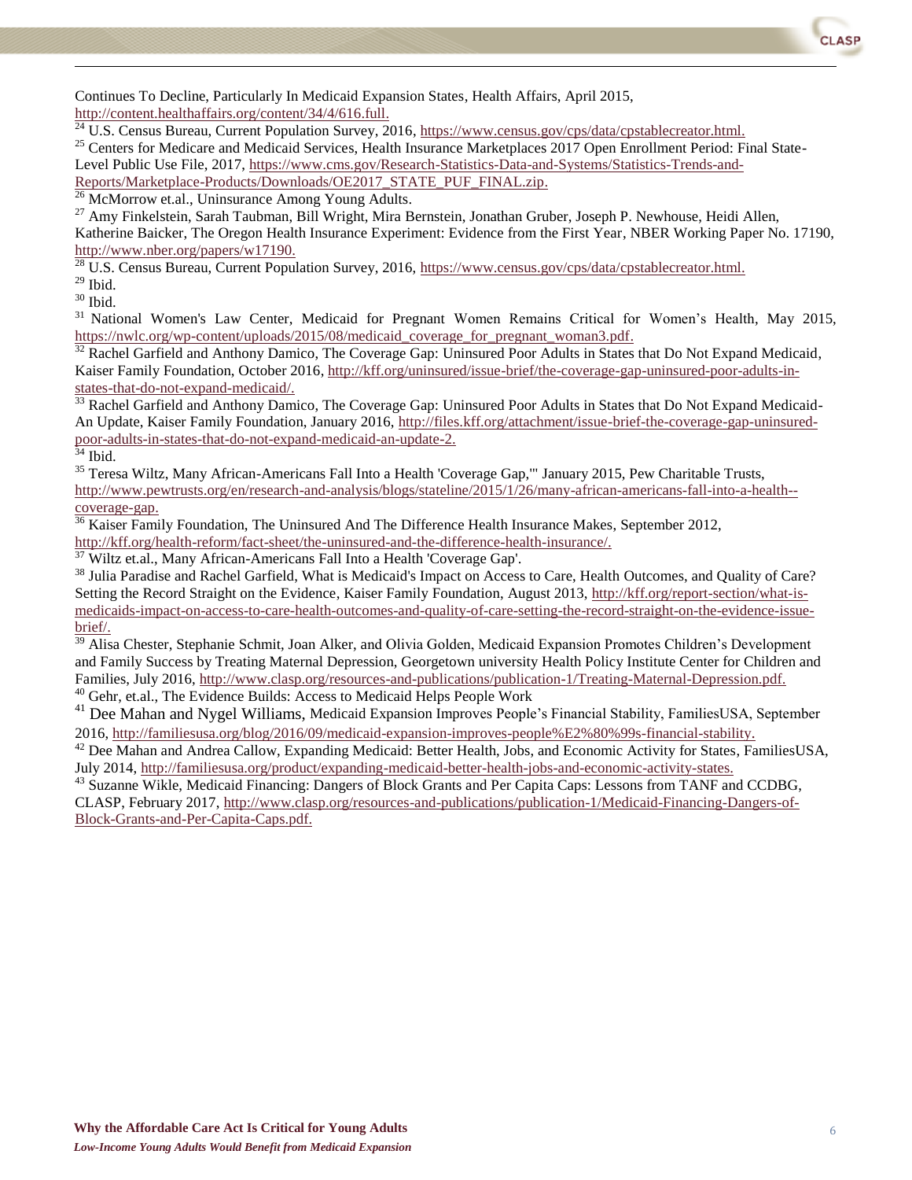Continues To Decline, Particularly In Medicaid Expansion States, Health Affairs, April 2015, http://content.healthaffairs.org/content/34/4/616.full.

[24] U.S. Census Bureau, Current Population Survey, 2016, https://www.census.gov/cps/data/cpstablecreator.html.

[25] Centers for Medicare and Medicaid Services, Health Insurance Marketplaces 2017 Open Enrollment Period: Final State-Level Public Use File, 2017, https://www.cms.gov/Research-Statistics-Data-and-Systems/Statistics-Trends-and-Reports/Marketplace-Products/Downloads/OE2017_STATE_PUF_FINAL.zip.

[26] McMorrow et.al., Uninsurance Among Young Adults.

[27] Amy Finkelstein, Sarah Taubman, Bill Wright, Mira Bernstein, Jonathan Gruber, Joseph P. Newhouse, Heidi Allen, Katherine Baicker, The Oregon Health Insurance Experiment: Evidence from the First Year, NBER Working Paper No. 17190, http://www.nber.org/papers/w17190.

[28] U.S. Census Bureau, Current Population Survey, 2016, https://www.census.gov/cps/data/cpstablecreator.html.

[29] Ibid.

[30] Ibid.

[31] National Women's Law Center, Medicaid for Pregnant Women Remains Critical for Women's Health, May 2015, https://nwlc.org/wp-content/uploads/2015/08/medicaid_coverage_for_pregnant_woman3.pdf.

[32] Rachel Garfield and Anthony Damico, The Coverage Gap: Uninsured Poor Adults in States that Do Not Expand Medicaid, Kaiser Family Foundation, October 2016, http://kff.org/uninsured/issue-brief/the-coverage-gap-uninsured-poor-adults-in-states-that-do-not-expand-medicaid/.

[33] Rachel Garfield and Anthony Damico, The Coverage Gap: Uninsured Poor Adults in States that Do Not Expand Medicaid-An Update, Kaiser Family Foundation, January 2016, http://files.kff.org/attachment/issue-brief-the-coverage-gap-uninsured-poor-adults-in-states-that-do-not-expand-medicaid-an-update-2.

[34] Ibid.

[35] Teresa Wiltz, Many African-Americans Fall Into a Health 'Coverage Gap,'" January 2015, Pew Charitable Trusts, http://www.pewtrusts.org/en/research-and-analysis/blogs/stateline/2015/1/26/many-african-americans-fall-into-a-health--coverage-gap.

[36] Kaiser Family Foundation, The Uninsured And The Difference Health Insurance Makes, September 2012, http://kff.org/health-reform/fact-sheet/the-uninsured-and-the-difference-health-insurance/.

[37] Wiltz et.al., Many African-Americans Fall Into a Health 'Coverage Gap'.

[38] Julia Paradise and Rachel Garfield, What is Medicaid's Impact on Access to Care, Health Outcomes, and Quality of Care? Setting the Record Straight on the Evidence, Kaiser Family Foundation, August 2013, http://kff.org/report-section/what-is-medicaids-impact-on-access-to-care-health-outcomes-and-quality-of-care-setting-the-record-straight-on-the-evidence-issue-brief/.

[39] Alisa Chester, Stephanie Schmit, Joan Alker, and Olivia Golden, Medicaid Expansion Promotes Children's Development and Family Success by Treating Maternal Depression, Georgetown university Health Policy Institute Center for Children and Families, July 2016, http://www.clasp.org/resources-and-publications/publication-1/Treating-Maternal-Depression.pdf.

[40] Gehr, et.al., The Evidence Builds: Access to Medicaid Helps People Work

[41] Dee Mahan and Nygel Williams, Medicaid Expansion Improves People's Financial Stability, FamiliesUSA, September 2016, http://familiesusa.org/blog/2016/09/medicaid-expansion-improves-people%E2%80%99s-financial-stability.

[42] Dee Mahan and Andrea Callow, Expanding Medicaid: Better Health, Jobs, and Economic Activity for States, FamiliesUSA, July 2014, http://familiesusa.org/product/expanding-medicaid-better-health-jobs-and-economic-activity-states.

[43] Suzanne Wikle, Medicaid Financing: Dangers of Block Grants and Per Capita Caps: Lessons from TANF and CCDBG, CLASP, February 2017, http://www.clasp.org/resources-and-publications/publication-1/Medicaid-Financing-Dangers-of-Block-Grants-and-Per-Capita-Caps.pdf.